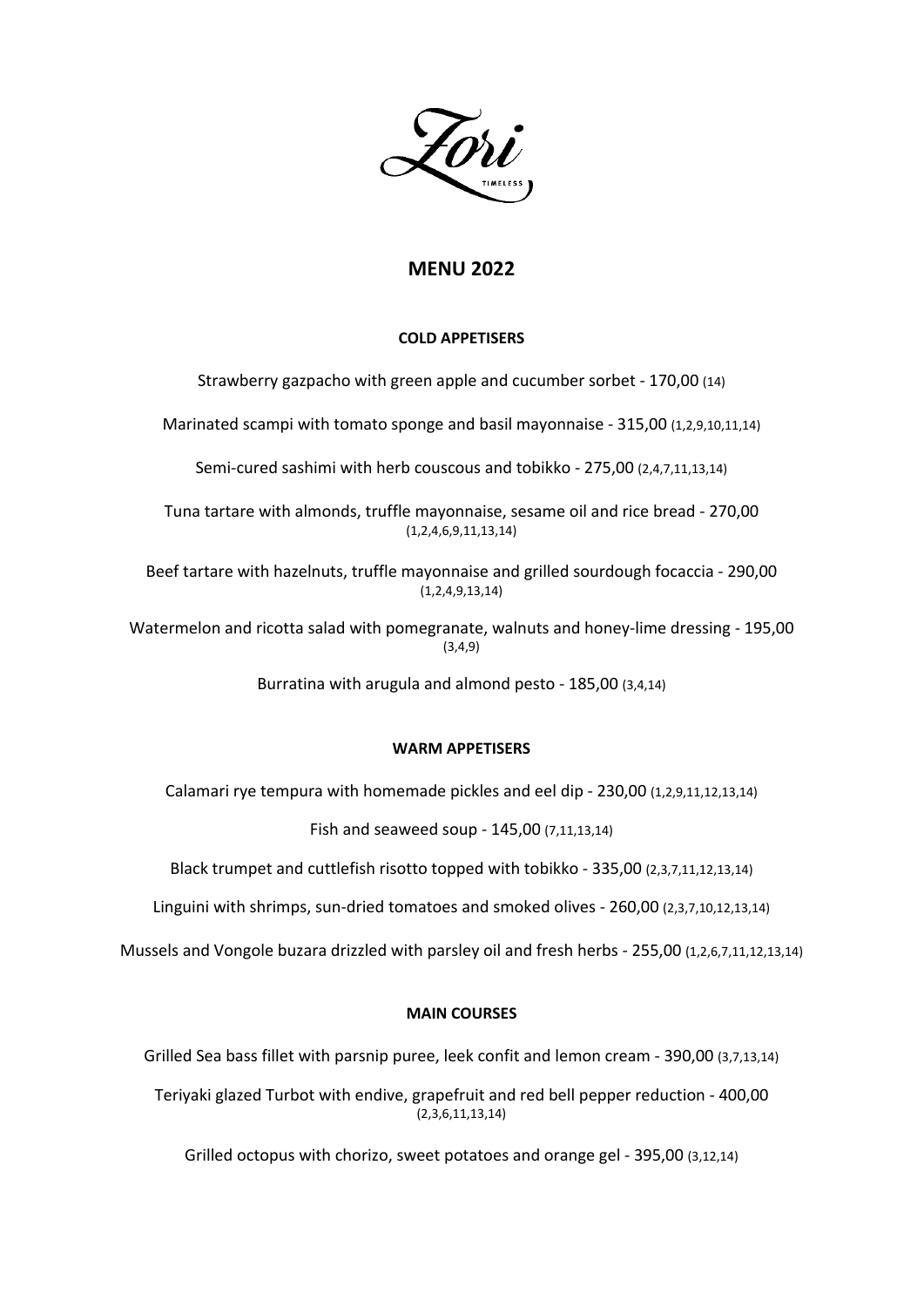Zori

TIMELESS

# MENU 2022

## COLD APPETISERS

Strawberry gazpacho with green apple and cucumber sorbet - 170,00 (14)

Marinated scampi with tomato sponge and basil mayonnaise - 315,00 (1,2,9,10,11,14)

Semi-cured sashimi with herb couscous and tobikko - 275,00 (2,4,7,11,13,14)

Tuna tartare with almonds, truffle mayonnaise, sesame oil and rice bread - 270,00 (1,2,4,6,9,11,13,14)

Beef tartare with hazelnuts, truffle mayonnaise and grilled sourdough focaccia - 290,00 (1,2,4,9,13,14)

Watermelon and ricotta salad with pomegranate, walnuts and honey-lime dressing - 195,00 (3,4,9)

Burratina with arugula and almond pesto - 185,00 (3,4,14)

## WARM APPETISERS

Calamari rye tempura with homemade pickles and eel dip - 230,00 (1,2,9,11,12,13,14)

Fish and seaweed soup - 145,00 (7,11,13,14)

Black trumpet and cuttlefish risotto topped with tobikko - 335,00 (2,3,7,11,12,13,14)

Linguini with shrimps, sun-dried tomatoes and smoked olives - 260,00 (2,3,7,10,12,13,14)

Mussels and Vongole buzara drizzled with parsley oil and fresh herbs - 255,00 (1,2,6,7,11,12,13,14)

## MAIN COURSES

Grilled Sea bass fillet with parsnip puree, leek confit and lemon cream - 390,00 (3,7,13,14)

Teriyaki glazed Turbot with endive, grapefruit and red bell pepper reduction - 400,00 (2,3,6,11,13,14)

Grilled octopus with chorizo, sweet potatoes and orange gel - 395,00 (3,12,14)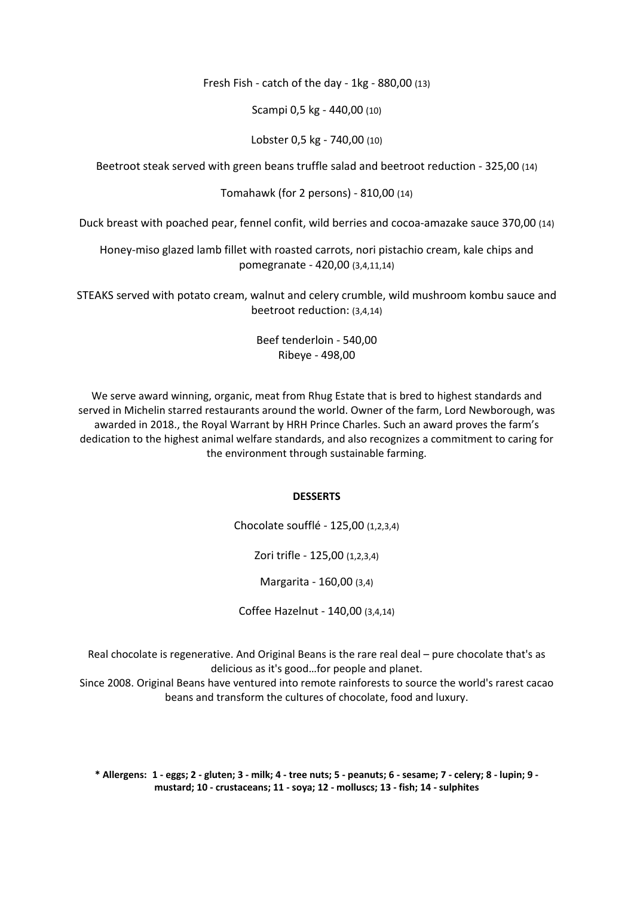Fresh Fish - catch of the day - 1kg - 880,00 (13)

Scampi 0,5 kg - 440,00 (10)

Lobster 0,5 kg - 740,00 (10)

Beetroot steak served with green beans truffle salad and beetroot reduction - 325,00 (14)

Tomahawk (for 2 persons) - 810,00 (14)

Duck breast with poached pear, fennel confit, wild berries and cocoa-amazake sauce 370,00 (14)

Honey-miso glazed lamb fillet with roasted carrots, nori pistachio cream, kale chips and pomegranate - 420,00 (3,4,11,14)

STEAKS served with potato cream, walnut and celery crumble, wild mushroom kombu sauce and beetroot reduction: (3,4,14)

Beef tenderloin - 540,00
Ribeye - 498,00

We serve award winning, organic, meat from Rhug Estate that is bred to highest standards and served in Michelin starred restaurants around the world. Owner of the farm, Lord Newborough, was awarded in 2018., the Royal Warrant by HRH Prince Charles. Such an award proves the farm's dedication to the highest animal welfare standards, and also recognizes a commitment to caring for the environment through sustainable farming.

**DESSERTS**

Chocolate soufflé - 125,00 (1,2,3,4)

Zori trifle - 125,00 (1,2,3,4)

Margarita - 160,00 (3,4)

Coffee Hazelnut - 140,00 (3,4,14)

Real chocolate is regenerative. And Original Beans is the rare real deal – pure chocolate that's as delicious as it's good…for people and planet.
Since 2008. Original Beans have ventured into remote rainforests to source the world's rarest cacao beans and transform the cultures of chocolate, food and luxury.

**\* Allergens: 1 - eggs; 2 - gluten; 3 - milk; 4 - tree nuts; 5 - peanuts; 6 - sesame; 7 - celery; 8 - lupin; 9 - mustard; 10 - crustaceans; 11 - soya; 12 - molluscs; 13 - fish; 14 - sulphites**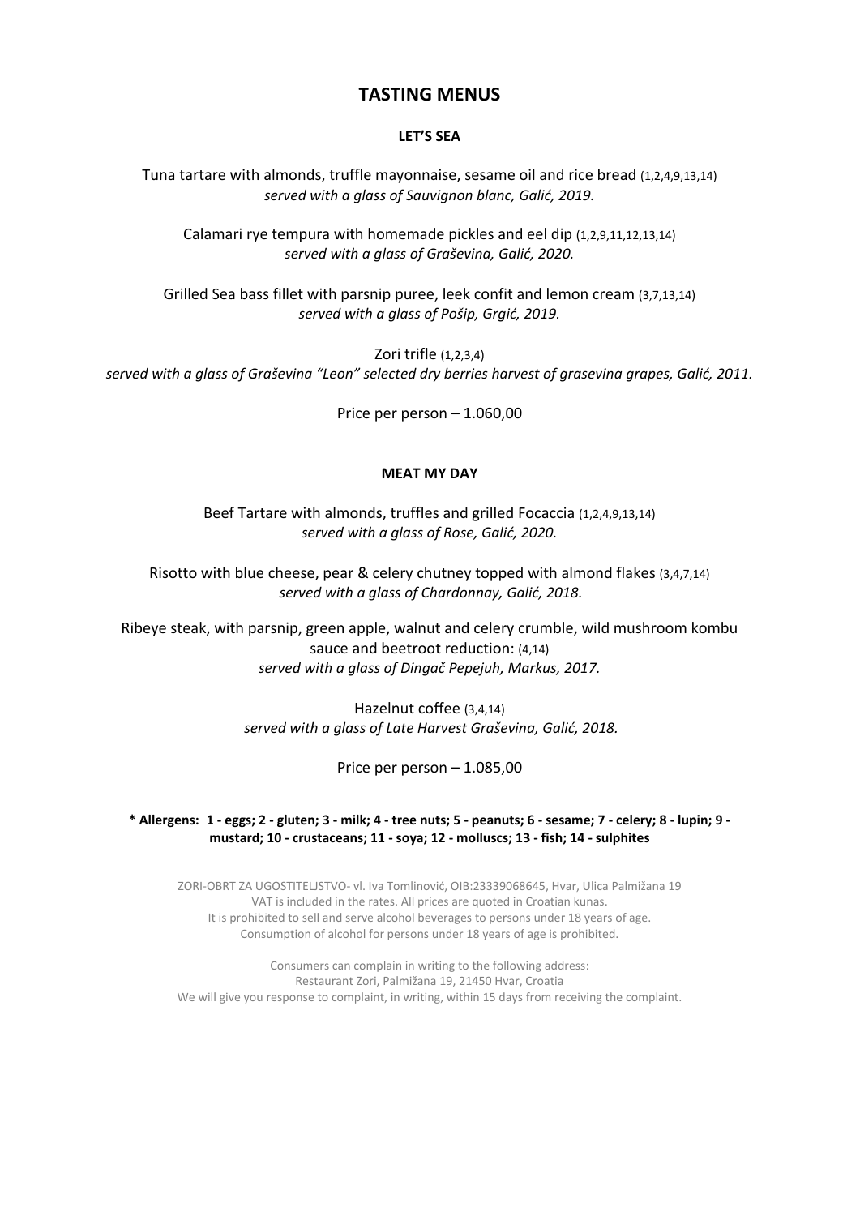# TASTING MENUS

## LET'S SEA

Tuna tartare with almonds, truffle mayonnaise, sesame oil and rice bread (1,2,4,9,13,14)
*served with a glass of Sauvignon blanc, Galić, 2019.*

Calamari rye tempura with homemade pickles and eel dip (1,2,9,11,12,13,14)
*served with a glass of Graševina, Galić, 2020.*

Grilled Sea bass fillet with parsnip puree, leek confit and lemon cream (3,7,13,14)
*served with a glass of Pošip, Grgić, 2019.*

Zori trifle (1,2,3,4)
*served with a glass of Graševina "Leon" selected dry berries harvest of grasevina grapes, Galić, 2011.*

Price per person – 1.060,00

## MEAT MY DAY

Beef Tartare with almonds, truffles and grilled Focaccia (1,2,4,9,13,14)
*served with a glass of Rose, Galić, 2020.*

Risotto with blue cheese, pear & celery chutney topped with almond flakes (3,4,7,14)
*served with a glass of Chardonnay, Galić, 2018.*

Ribeye steak, with parsnip, green apple, walnut and celery crumble, wild mushroom kombu sauce and beetroot reduction: (4,14)
*served with a glass of Dingač Pepejuh, Markus, 2017.*

Hazelnut coffee (3,4,14)
*served with a glass of Late Harvest Graševina, Galić, 2018.*

Price per person – 1.085,00

**\* Allergens: 1 - eggs; 2 - gluten; 3 - milk; 4 - tree nuts; 5 - peanuts; 6 - sesame; 7 - celery; 8 - lupin; 9 - mustard; 10 - crustaceans; 11 - soya; 12 - molluscs; 13 - fish; 14 - sulphites**

ZORI-OBRT ZA UGOSTITELJSTVO- vl. Iva Tomlinović, OIB:23339068645, Hvar, Ulica Palmižana 19
VAT is included in the rates. All prices are quoted in Croatian kunas.
It is prohibited to sell and serve alcohol beverages to persons under 18 years of age.
Consumption of alcohol for persons under 18 years of age is prohibited.

Consumers can complain in writing to the following address:
Restaurant Zori, Palmižana 19, 21450 Hvar, Croatia
We will give you response to complaint, in writing, within 15 days from receiving the complaint.